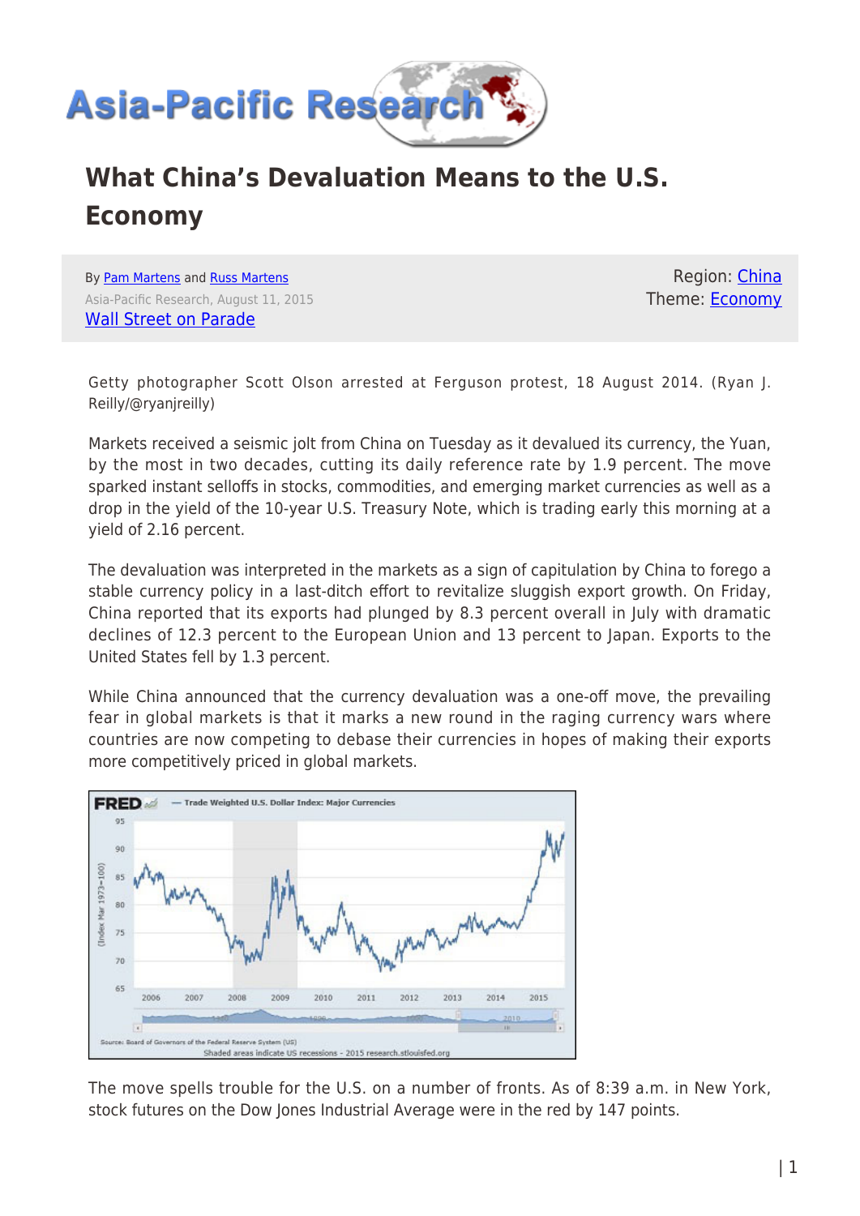# What China's Devaluation Means to the U.S. Economy

By Pam Martens and Russ Martens
Asia-Pacific Research, August 11, 2015
Wall Street on Parade

Region: China
Theme: Economy

Getty photographer Scott Olson arrested at Ferguson protest, 18 August 2014. (Ryan J. Reilly/@ryanjreilly)

Markets received a seismic jolt from China on Tuesday as it devalued its currency, the Yuan, by the most in two decades, cutting its daily reference rate by 1.9 percent. The move sparked instant selloffs in stocks, commodities, and emerging market currencies as well as a drop in the yield of the 10-year U.S. Treasury Note, which is trading early this morning at a yield of 2.16 percent.

The devaluation was interpreted in the markets as a sign of capitulation by China to forego a stable currency policy in a last-ditch effort to revitalize sluggish export growth. On Friday, China reported that its exports had plunged by 8.3 percent overall in July with dramatic declines of 12.3 percent to the European Union and 13 percent to Japan. Exports to the United States fell by 1.3 percent.

While China announced that the currency devaluation was a one-off move, the prevailing fear in global markets is that it marks a new round in the raging currency wars where countries are now competing to debase their currencies in hopes of making their exports more competitively priced in global markets.

The move spells trouble for the U.S. on a number of fronts. As of 8:39 a.m. in New York, stock futures on the Dow Jones Industrial Average were in the red by 147 points.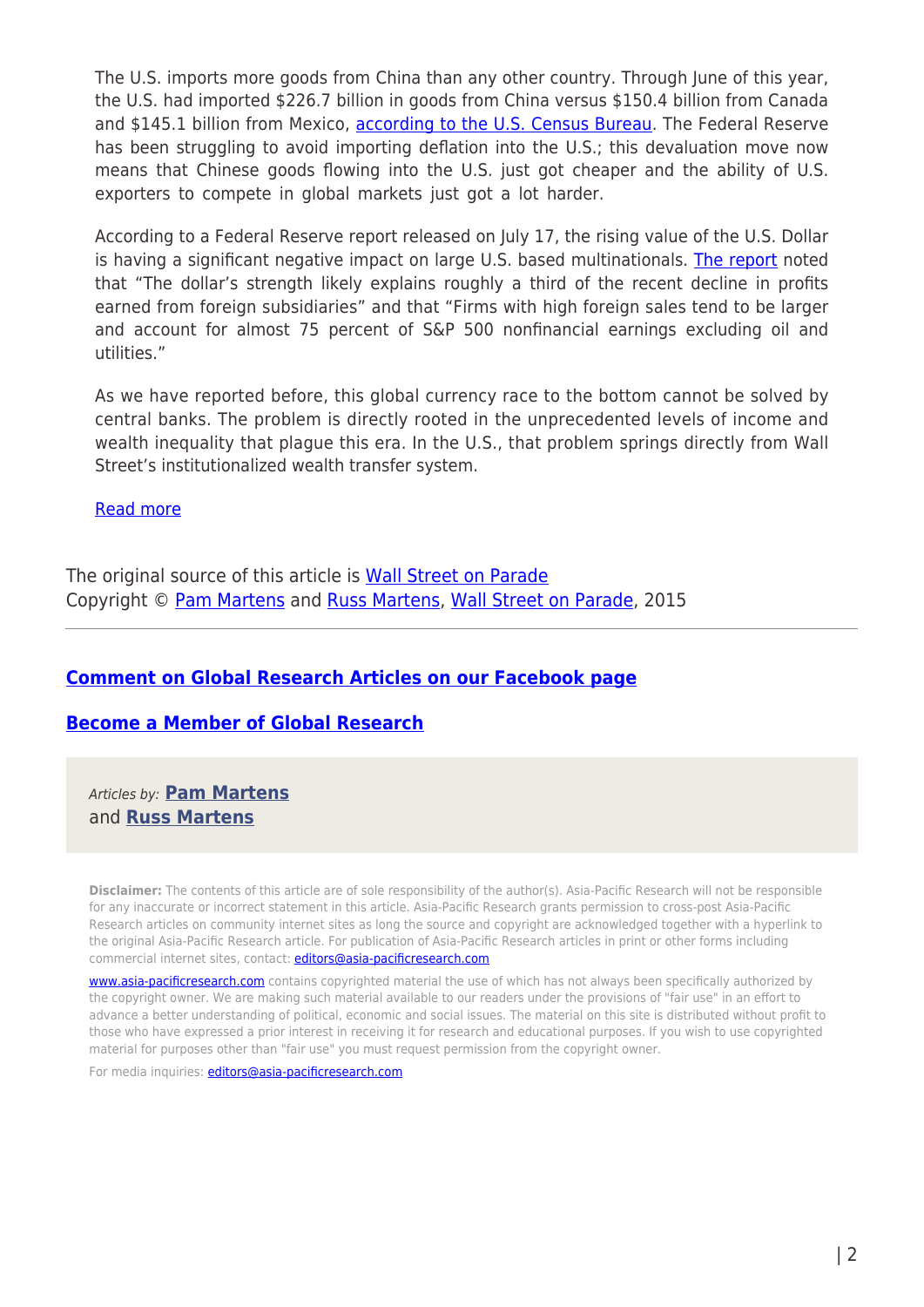The U.S. imports more goods from China than any other country. Through June of this year, the U.S. had imported $226.7 billion in goods from China versus $150.4 billion from Canada and $145.1 billion from Mexico, according to the U.S. Census Bureau. The Federal Reserve has been struggling to avoid importing deflation into the U.S.; this devaluation move now means that Chinese goods flowing into the U.S. just got cheaper and the ability of U.S. exporters to compete in global markets just got a lot harder.

According to a Federal Reserve report released on July 17, the rising value of the U.S. Dollar is having a significant negative impact on large U.S. based multinationals. The report noted that "The dollar's strength likely explains roughly a third of the recent decline in profits earned from foreign subsidiaries" and that "Firms with high foreign sales tend to be larger and account for almost 75 percent of S&P 500 nonfinancial earnings excluding oil and utilities."

As we have reported before, this global currency race to the bottom cannot be solved by central banks. The problem is directly rooted in the unprecedented levels of income and wealth inequality that plague this era. In the U.S., that problem springs directly from Wall Street's institutionalized wealth transfer system.

Read more

The original source of this article is Wall Street on Parade
Copyright © Pam Martens and Russ Martens, Wall Street on Parade, 2015

---

**Comment on Global Research Articles on our Facebook page**

**Become a Member of Global Research**

*Articles by:* **Pam Martens**
and **Russ Martens**

**Disclaimer:** The contents of this article are of sole responsibility of the author(s). Asia-Pacific Research will not be responsible for any inaccurate or incorrect statement in this article. Asia-Pacific Research grants permission to cross-post Asia-Pacific Research articles on community internet sites as long the source and copyright are acknowledged together with a hyperlink to the original Asia-Pacific Research article. For publication of Asia-Pacific Research articles in print or other forms including commercial internet sites, contact: editors@asia-pacificresearch.com

www.asia-pacificresearch.com contains copyrighted material the use of which has not always been specifically authorized by the copyright owner. We are making such material available to our readers under the provisions of "fair use" in an effort to advance a better understanding of political, economic and social issues. The material on this site is distributed without profit to those who have expressed a prior interest in receiving it for research and educational purposes. If you wish to use copyrighted material for purposes other than "fair use" you must request permission from the copyright owner.

For media inquiries: editors@asia-pacificresearch.com